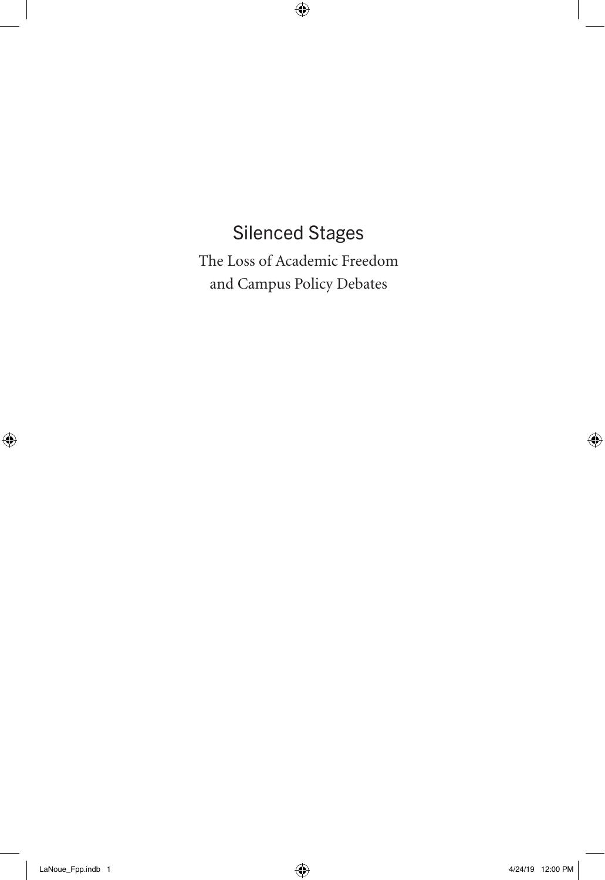# Silenced Stages

The Loss of Academic Freedom
and Campus Policy Debates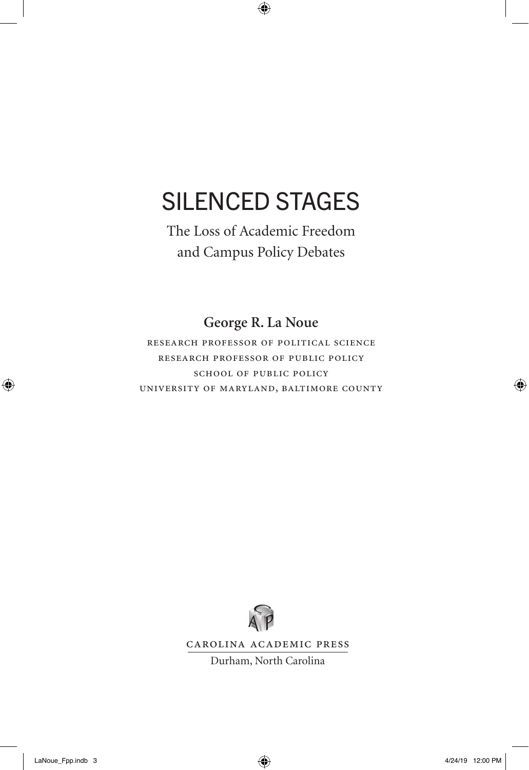# SILENCED STAGES

## The Loss of Academic Freedom and Campus Policy Debates

**George R. La Noue**

RESEARCH PROFESSOR OF POLITICAL SCIENCE
RESEARCH PROFESSOR OF PUBLIC POLICY
SCHOOL OF PUBLIC POLICY
UNIVERSITY OF MARYLAND, BALTIMORE COUNTY

CAROLINA ACADEMIC PRESS
Durham, North Carolina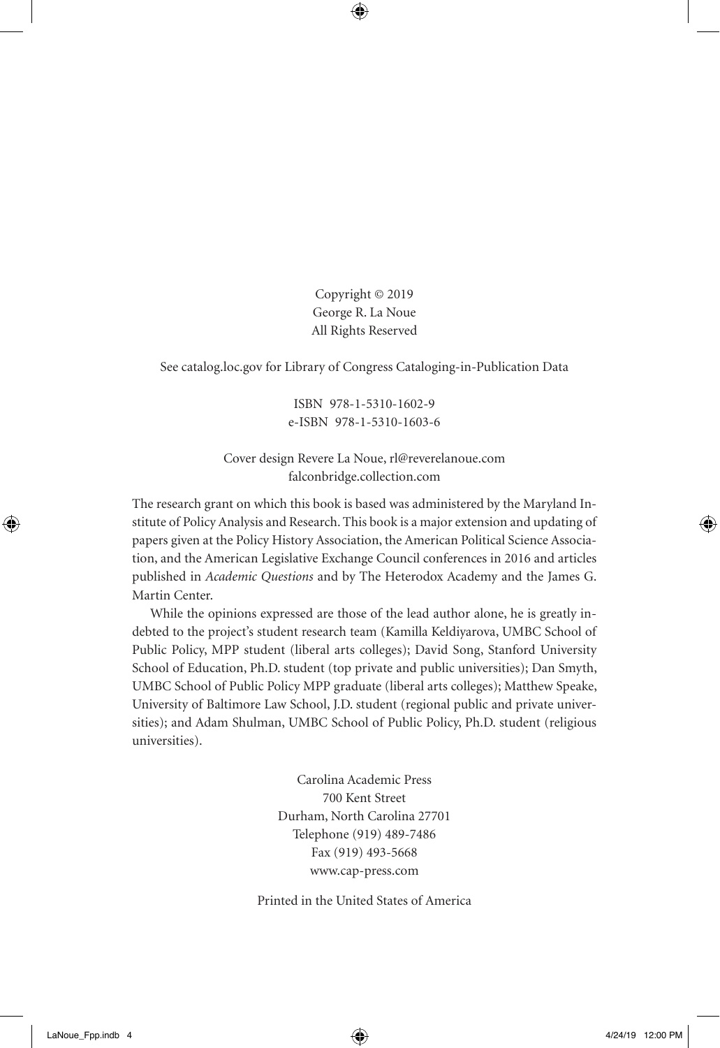Copyright © 2019
George R. La Noue
All Rights Reserved

See catalog.loc.gov for Library of Congress Cataloging-in-Publication Data

ISBN 978-1-5310-1602-9
e-ISBN 978-1-5310-1603-6

Cover design Revere La Noue, rl@reverelanoue.com
falconbridge.collection.com

The research grant on which this book is based was administered by the Maryland Institute of Policy Analysis and Research. This book is a major extension and updating of papers given at the Policy History Association, the American Political Science Association, and the American Legislative Exchange Council conferences in 2016 and articles published in *Academic Questions* and by The Heterodox Academy and the James G. Martin Center.

While the opinions expressed are those of the lead author alone, he is greatly indebted to the project's student research team (Kamilla Keldiyarova, UMBC School of Public Policy, MPP student (liberal arts colleges); David Song, Stanford University School of Education, Ph.D. student (top private and public universities); Dan Smyth, UMBC School of Public Policy MPP graduate (liberal arts colleges); Matthew Speake, University of Baltimore Law School, J.D. student (regional public and private universities); and Adam Shulman, UMBC School of Public Policy, Ph.D. student (religious universities).

Carolina Academic Press
700 Kent Street
Durham, North Carolina 27701
Telephone (919) 489-7486
Fax (919) 493-5668
www.cap-press.com

Printed in the United States of America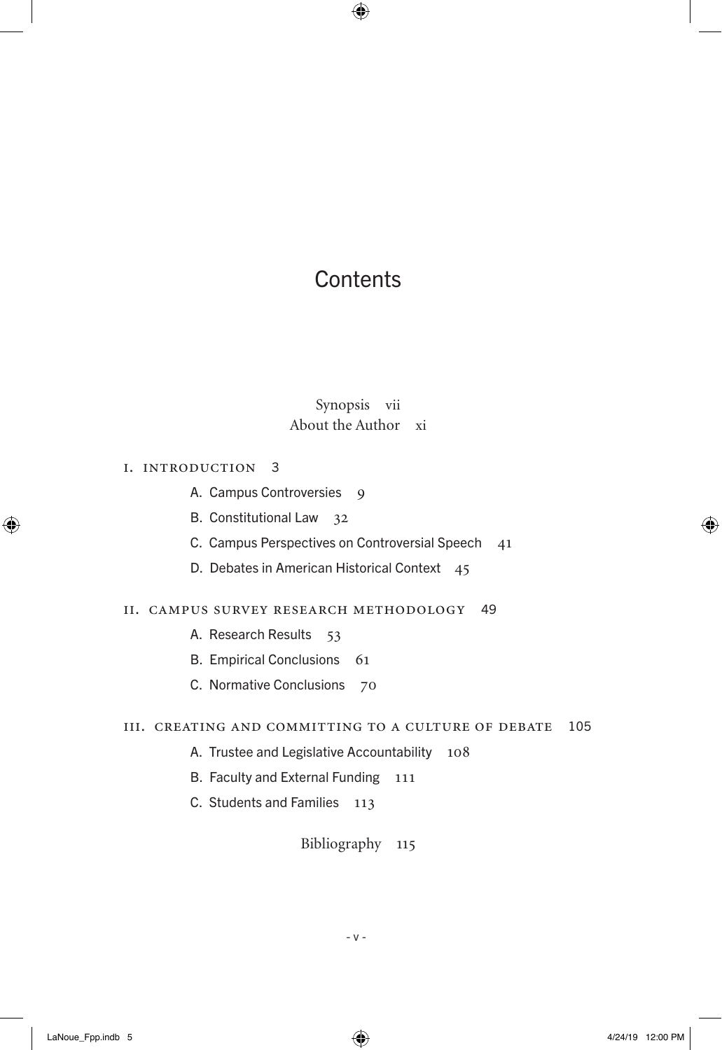# Contents

Synopsis vii

About the Author xi

I. INTRODUCTION 3

- A. Campus Controversies 9
- B. Constitutional Law 32
- C. Campus Perspectives on Controversial Speech 41
- D. Debates in American Historical Context 45

II. CAMPUS SURVEY RESEARCH METHODOLOGY 49

- A. Research Results 53
- B. Empirical Conclusions 61
- C. Normative Conclusions 70

III. CREATING AND COMMITTING TO A CULTURE OF DEBATE 105

- A. Trustee and Legislative Accountability 108
- B. Faculty and External Funding 111
- C. Students and Families 113

Bibliography 115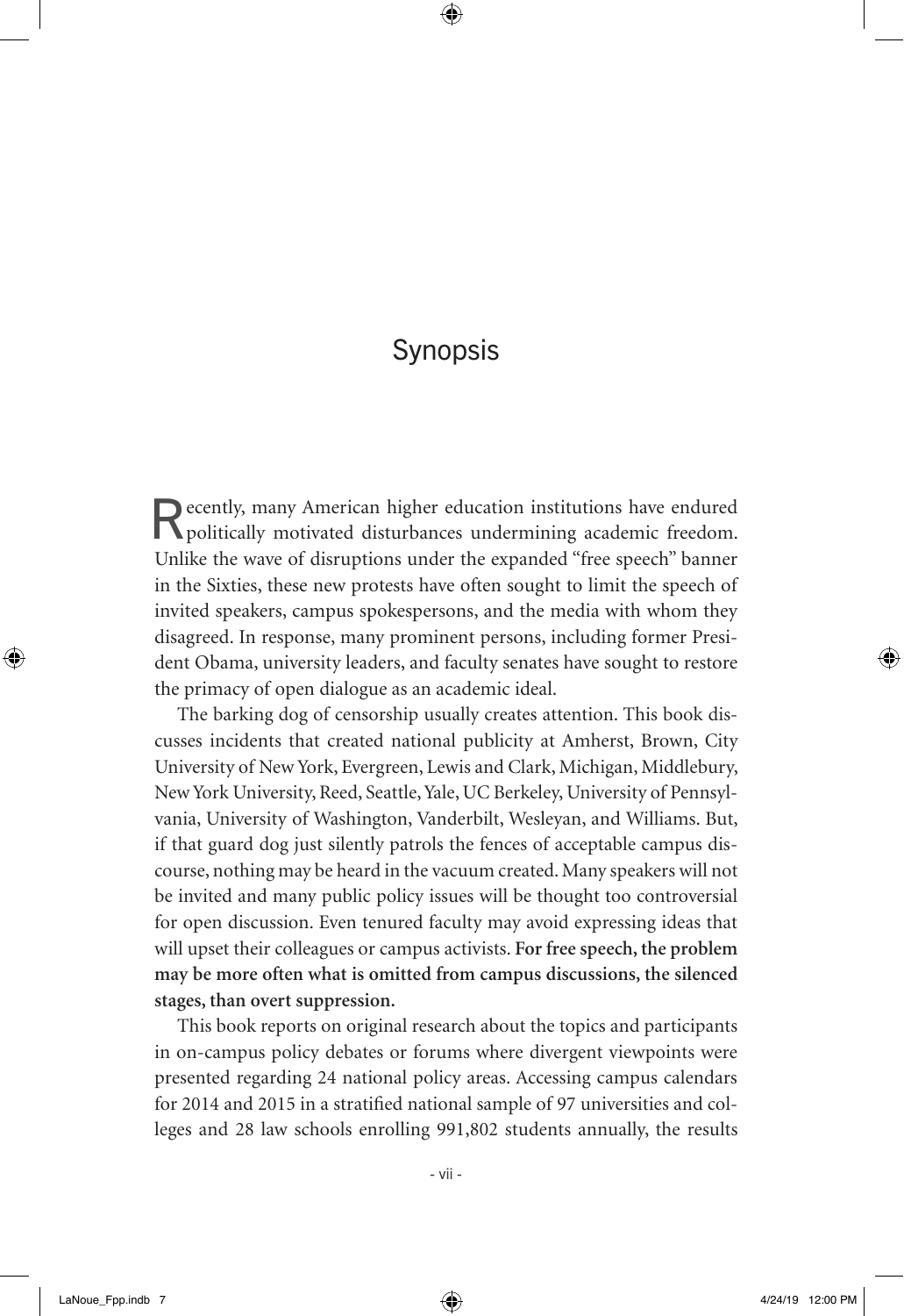# Synopsis

Recently, many American higher education institutions have endured politically motivated disturbances undermining academic freedom. Unlike the wave of disruptions under the expanded "free speech" banner in the Sixties, these new protests have often sought to limit the speech of invited speakers, campus spokespersons, and the media with whom they disagreed. In response, many prominent persons, including former President Obama, university leaders, and faculty senates have sought to restore the primacy of open dialogue as an academic ideal.

The barking dog of censorship usually creates attention. This book discusses incidents that created national publicity at Amherst, Brown, City University of New York, Evergreen, Lewis and Clark, Michigan, Middlebury, New York University, Reed, Seattle, Yale, UC Berkeley, University of Pennsylvania, University of Washington, Vanderbilt, Wesleyan, and Williams. But, if that guard dog just silently patrols the fences of acceptable campus discourse, nothing may be heard in the vacuum created. Many speakers will not be invited and many public policy issues will be thought too controversial for open discussion. Even tenured faculty may avoid expressing ideas that will upset their colleagues or campus activists. **For free speech, the problem may be more often what is omitted from campus discussions, the silenced stages, than overt suppression.**

This book reports on original research about the topics and participants in on-campus policy debates or forums where divergent viewpoints were presented regarding 24 national policy areas. Accessing campus calendars for 2014 and 2015 in a stratified national sample of 97 universities and colleges and 28 law schools enrolling 991,802 students annually, the results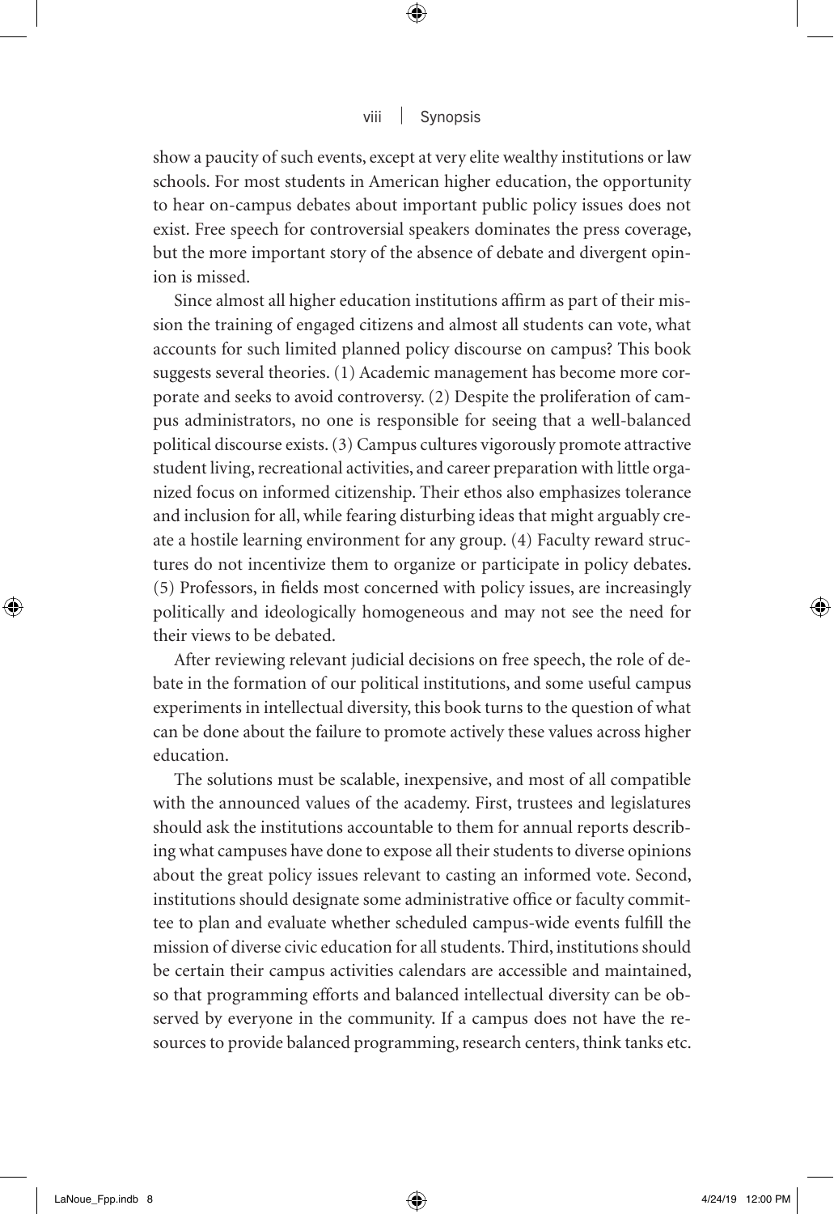show a paucity of such events, except at very elite wealthy institutions or law schools. For most students in American higher education, the opportunity to hear on-campus debates about important public policy issues does not exist. Free speech for controversial speakers dominates the press coverage, but the more important story of the absence of debate and divergent opinion is missed.

Since almost all higher education institutions affirm as part of their mission the training of engaged citizens and almost all students can vote, what accounts for such limited planned policy discourse on campus? This book suggests several theories. (1) Academic management has become more corporate and seeks to avoid controversy. (2) Despite the proliferation of campus administrators, no one is responsible for seeing that a well-balanced political discourse exists. (3) Campus cultures vigorously promote attractive student living, recreational activities, and career preparation with little organized focus on informed citizenship. Their ethos also emphasizes tolerance and inclusion for all, while fearing disturbing ideas that might arguably create a hostile learning environment for any group. (4) Faculty reward structures do not incentivize them to organize or participate in policy debates. (5) Professors, in fields most concerned with policy issues, are increasingly politically and ideologically homogeneous and may not see the need for their views to be debated.

After reviewing relevant judicial decisions on free speech, the role of debate in the formation of our political institutions, and some useful campus experiments in intellectual diversity, this book turns to the question of what can be done about the failure to promote actively these values across higher education.

The solutions must be scalable, inexpensive, and most of all compatible with the announced values of the academy. First, trustees and legislatures should ask the institutions accountable to them for annual reports describing what campuses have done to expose all their students to diverse opinions about the great policy issues relevant to casting an informed vote. Second, institutions should designate some administrative office or faculty committee to plan and evaluate whether scheduled campus-wide events fulfill the mission of diverse civic education for all students. Third, institutions should be certain their campus activities calendars are accessible and maintained, so that programming efforts and balanced intellectual diversity can be observed by everyone in the community. If a campus does not have the resources to provide balanced programming, research centers, think tanks etc.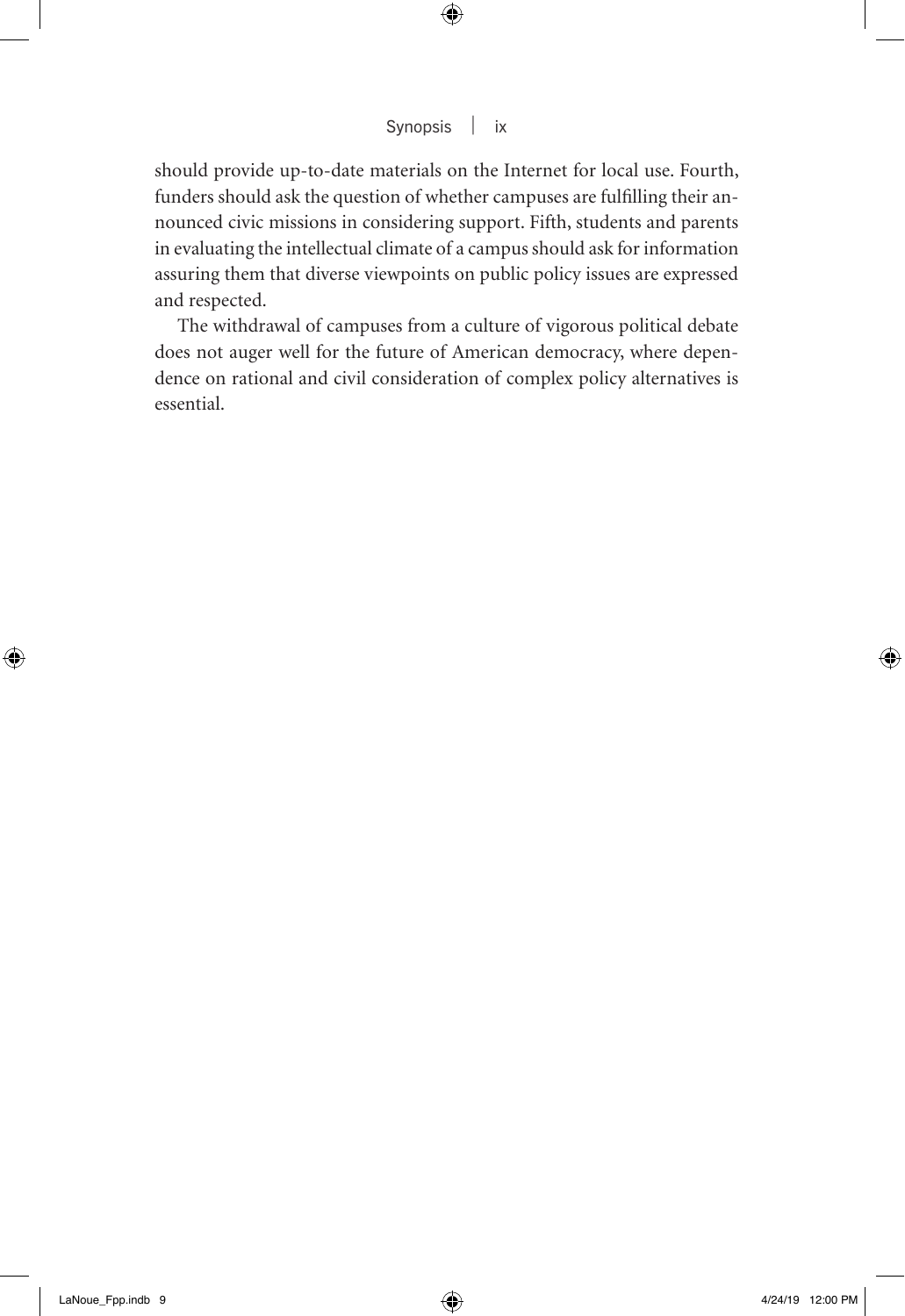should provide up-to-date materials on the Internet for local use. Fourth, funders should ask the question of whether campuses are fulfilling their announced civic missions in considering support. Fifth, students and parents in evaluating the intellectual climate of a campus should ask for information assuring them that diverse viewpoints on public policy issues are expressed and respected.

The withdrawal of campuses from a culture of vigorous political debate does not auger well for the future of American democracy, where dependence on rational and civil consideration of complex policy alternatives is essential.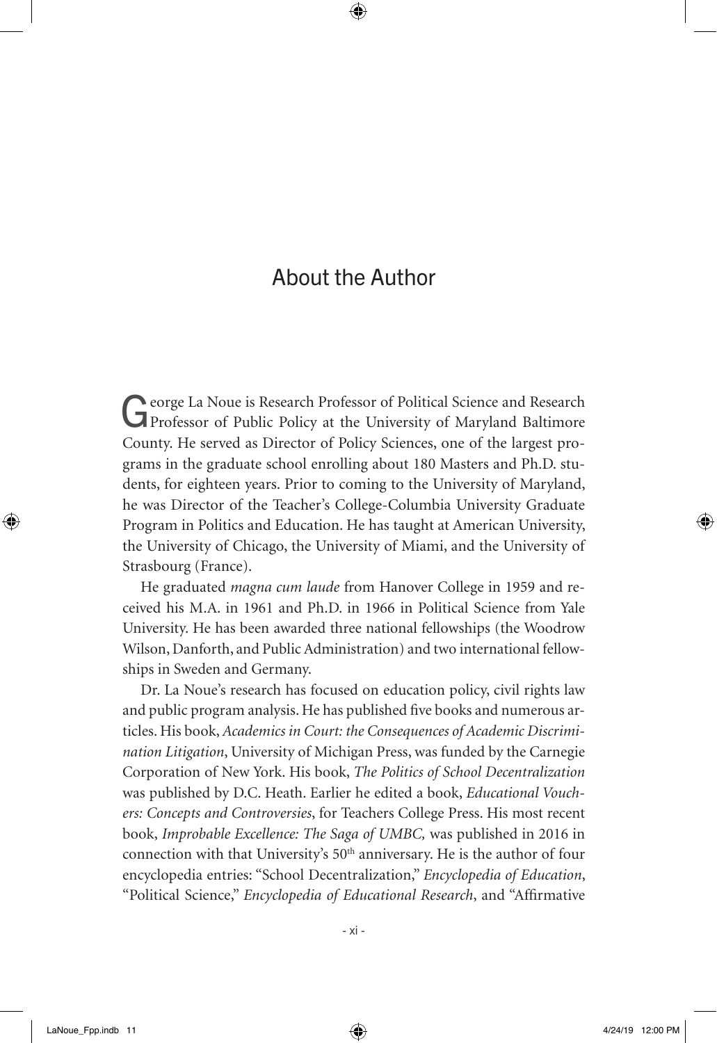# About the Author

George La Noue is Research Professor of Political Science and Research Professor of Public Policy at the University of Maryland Baltimore County. He served as Director of Policy Sciences, one of the largest programs in the graduate school enrolling about 180 Masters and Ph.D. students, for eighteen years. Prior to coming to the University of Maryland, he was Director of the Teacher's College-Columbia University Graduate Program in Politics and Education. He has taught at American University, the University of Chicago, the University of Miami, and the University of Strasbourg (France).

He graduated *magna cum laude* from Hanover College in 1959 and received his M.A. in 1961 and Ph.D. in 1966 in Political Science from Yale University. He has been awarded three national fellowships (the Woodrow Wilson, Danforth, and Public Administration) and two international fellowships in Sweden and Germany.

Dr. La Noue's research has focused on education policy, civil rights law and public program analysis. He has published five books and numerous articles. His book, *Academics in Court: the Consequences of Academic Discrimination Litigation*, University of Michigan Press, was funded by the Carnegie Corporation of New York. His book, *The Politics of School Decentralization* was published by D.C. Heath. Earlier he edited a book, *Educational Vouchers: Concepts and Controversies*, for Teachers College Press. His most recent book, *Improbable Excellence: The Saga of UMBC,* was published in 2016 in connection with that University's 50th anniversary. He is the author of four encyclopedia entries: "School Decentralization," *Encyclopedia of Education*, "Political Science," *Encyclopedia of Educational Research*, and "Affirmative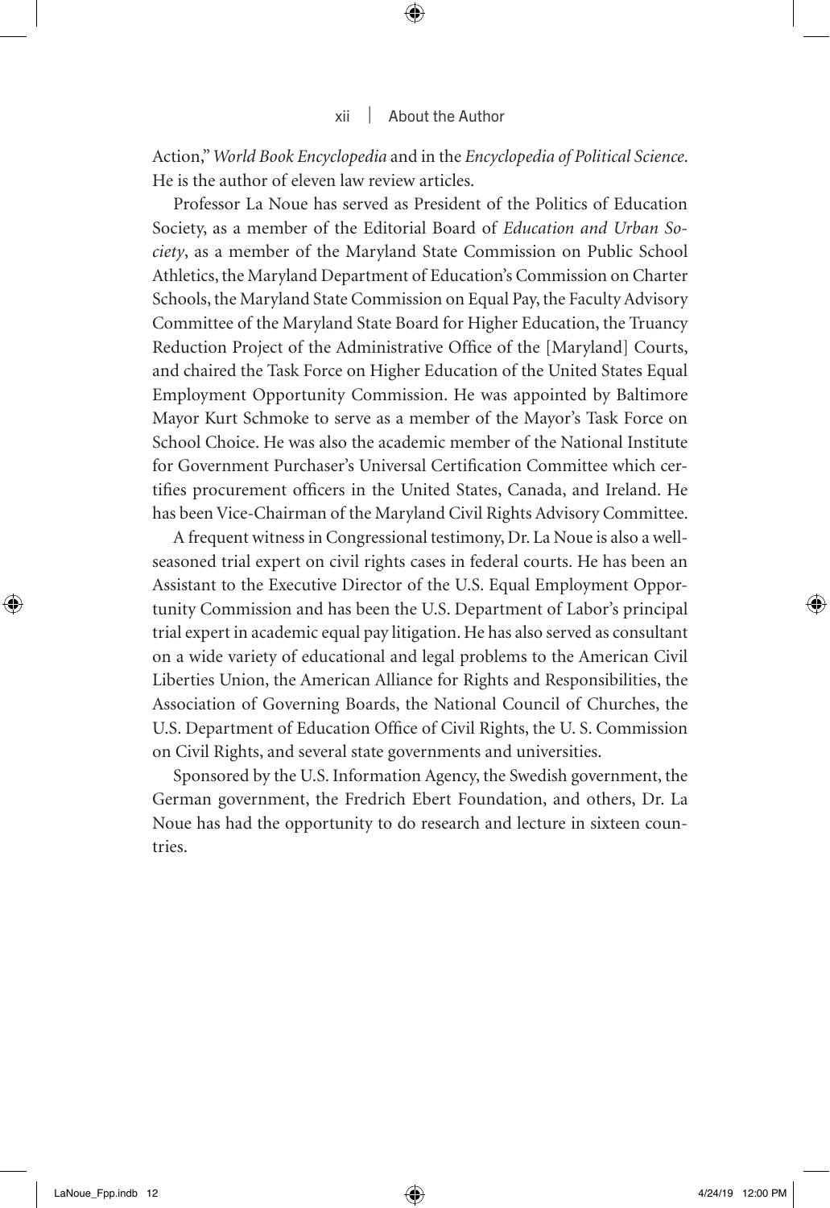Action," *World Book Encyclopedia* and in the *Encyclopedia of Political Science*. He is the author of eleven law review articles.

Professor La Noue has served as President of the Politics of Education Society, as a member of the Editorial Board of *Education and Urban Society*, as a member of the Maryland State Commission on Public School Athletics, the Maryland Department of Education's Commission on Charter Schools, the Maryland State Commission on Equal Pay, the Faculty Advisory Committee of the Maryland State Board for Higher Education, the Truancy Reduction Project of the Administrative Office of the [Maryland] Courts, and chaired the Task Force on Higher Education of the United States Equal Employment Opportunity Commission. He was appointed by Baltimore Mayor Kurt Schmoke to serve as a member of the Mayor's Task Force on School Choice. He was also the academic member of the National Institute for Government Purchaser's Universal Certification Committee which certifies procurement officers in the United States, Canada, and Ireland. He has been Vice-Chairman of the Maryland Civil Rights Advisory Committee.

A frequent witness in Congressional testimony, Dr. La Noue is also a well-seasoned trial expert on civil rights cases in federal courts. He has been an Assistant to the Executive Director of the U.S. Equal Employment Opportunity Commission and has been the U.S. Department of Labor's principal trial expert in academic equal pay litigation. He has also served as consultant on a wide variety of educational and legal problems to the American Civil Liberties Union, the American Alliance for Rights and Responsibilities, the Association of Governing Boards, the National Council of Churches, the U.S. Department of Education Office of Civil Rights, the U. S. Commission on Civil Rights, and several state governments and universities.

Sponsored by the U.S. Information Agency, the Swedish government, the German government, the Fredrich Ebert Foundation, and others, Dr. La Noue has had the opportunity to do research and lecture in sixteen countries.